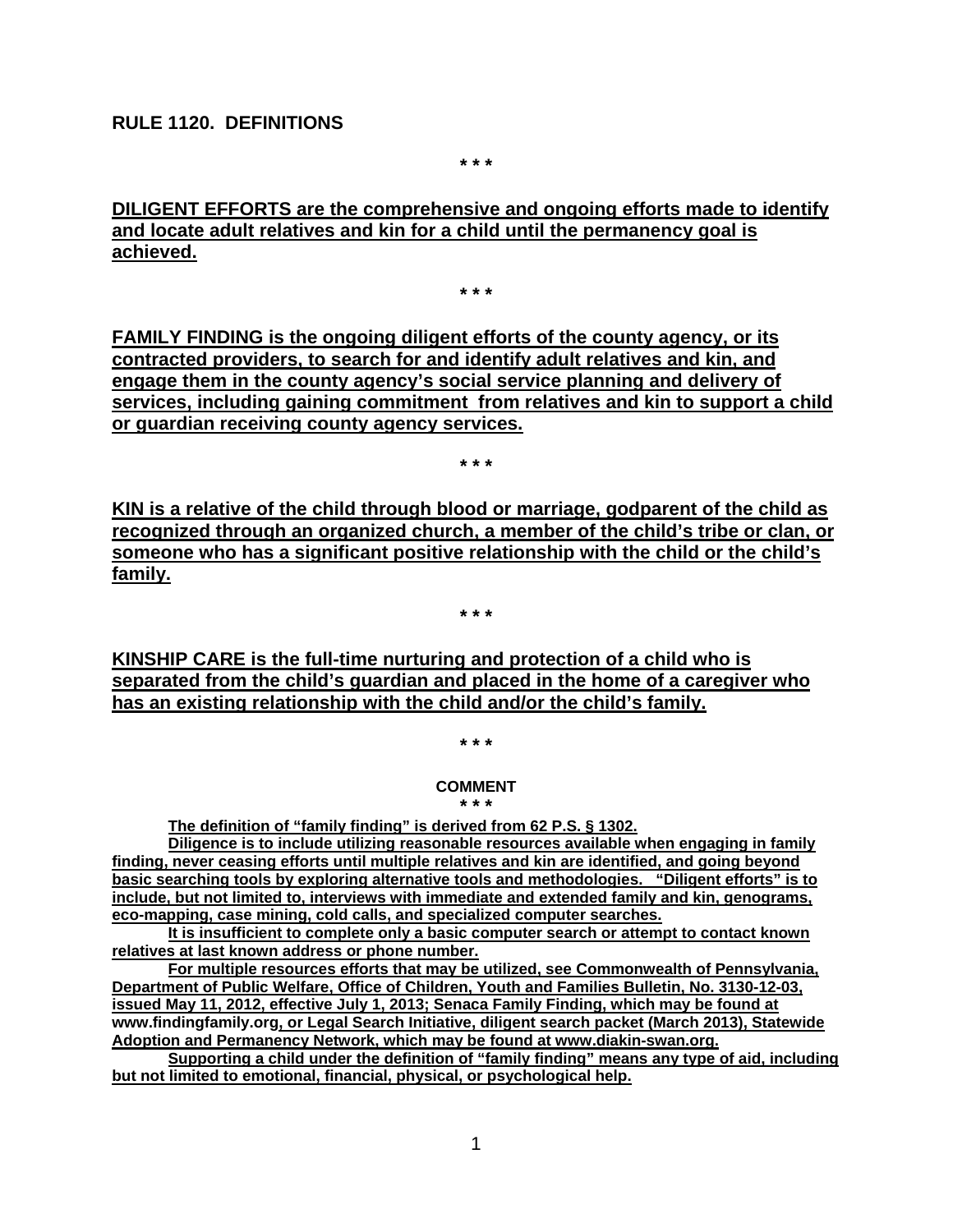**RULE 1120. DEFINITIONS**

\* \* \*

**DILIGENT EFFORTS are the comprehensive and ongoing efforts made to identify and locate adult relatives and kin for a child until the permanency goal is achieved.**

\* \* \*

**FAMILY FINDING is the ongoing diligent efforts of the county agency, or its contracted providers, to search for and identify adult relatives and kin, and engage them in the county agency's social service planning and delivery of services, including gaining commitment from relatives and kin to support a child or guardian receiving county agency services.**

\* \* \*

**KIN is a relative of the child through blood or marriage, godparent of the child as recognized through an organized church, a member of the child's tribe or clan, or someone who has a significant positive relationship with the child or the child's family.**

\* \* \*

**KINSHIP CARE is the full-time nurturing and protection of a child who is separated from the child's guardian and placed in the home of a caregiver who has an existing relationship with the child and/or the child's family.**

\* \* \*

**COMMENT**

\* \* \*

**The definition of "family finding" is derived from 62 P.S. § 1302.**

**Diligence is to include utilizing reasonable resources available when engaging in family finding, never ceasing efforts until multiple relatives and kin are identified, and going beyond basic searching tools by exploring alternative tools and methodologies. "Diligent efforts" is to include, but not limited to, interviews with immediate and extended family and kin, genograms, eco-mapping, case mining, cold calls, and specialized computer searches.**

**It is insufficient to complete only a basic computer search or attempt to contact known relatives at last known address or phone number.**

**For multiple resources efforts that may be utilized, see Commonwealth of Pennsylvania, Department of Public Welfare, Office of Children, Youth and Families Bulletin, No. 3130-12-03, issued May 11, 2012, effective July 1, 2013; Senaca Family Finding, which may be found at www.findingfamily.org, or Legal Search Initiative, diligent search packet (March 2013), Statewide Adoption and Permanency Network, which may be found at www.diakin-swan.org.**

**Supporting a child under the definition of "family finding" means any type of aid, including but not limited to emotional, financial, physical, or psychological help.**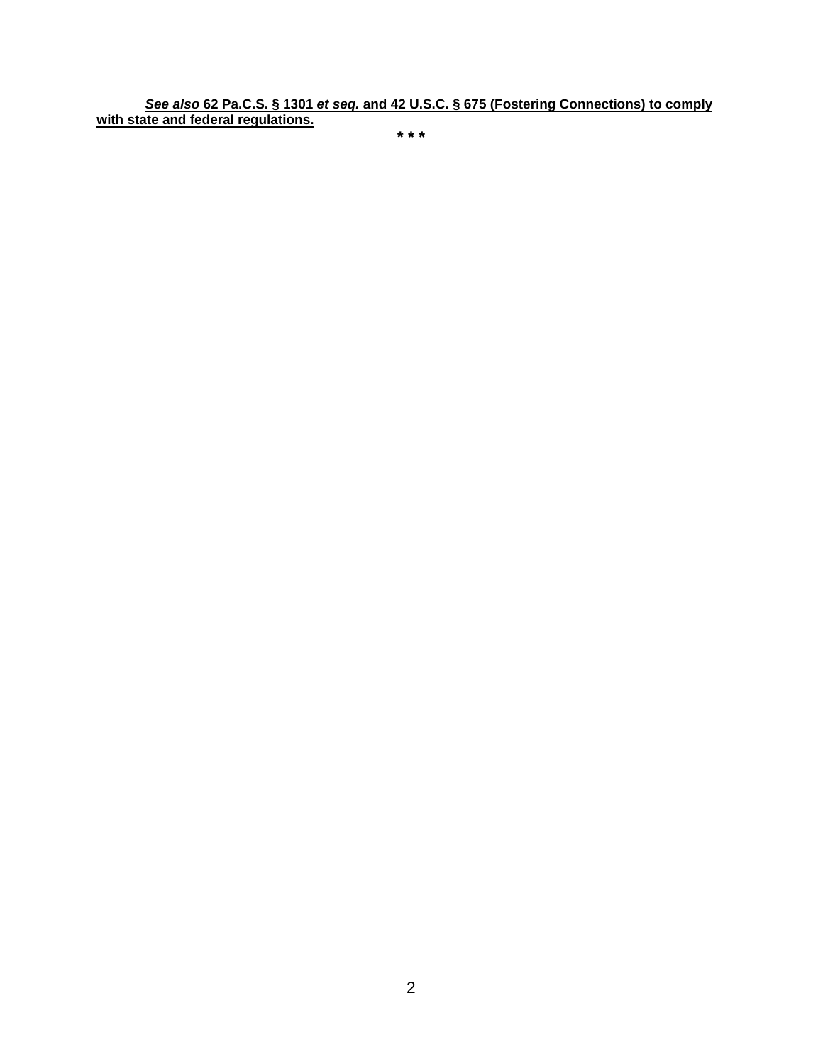***See also* 62 Pa.C.S. § 1301 *et seq.* and 42 U.S.C. § 675 (Fostering Connections) to comply with state and federal regulations.**

**\* \* \***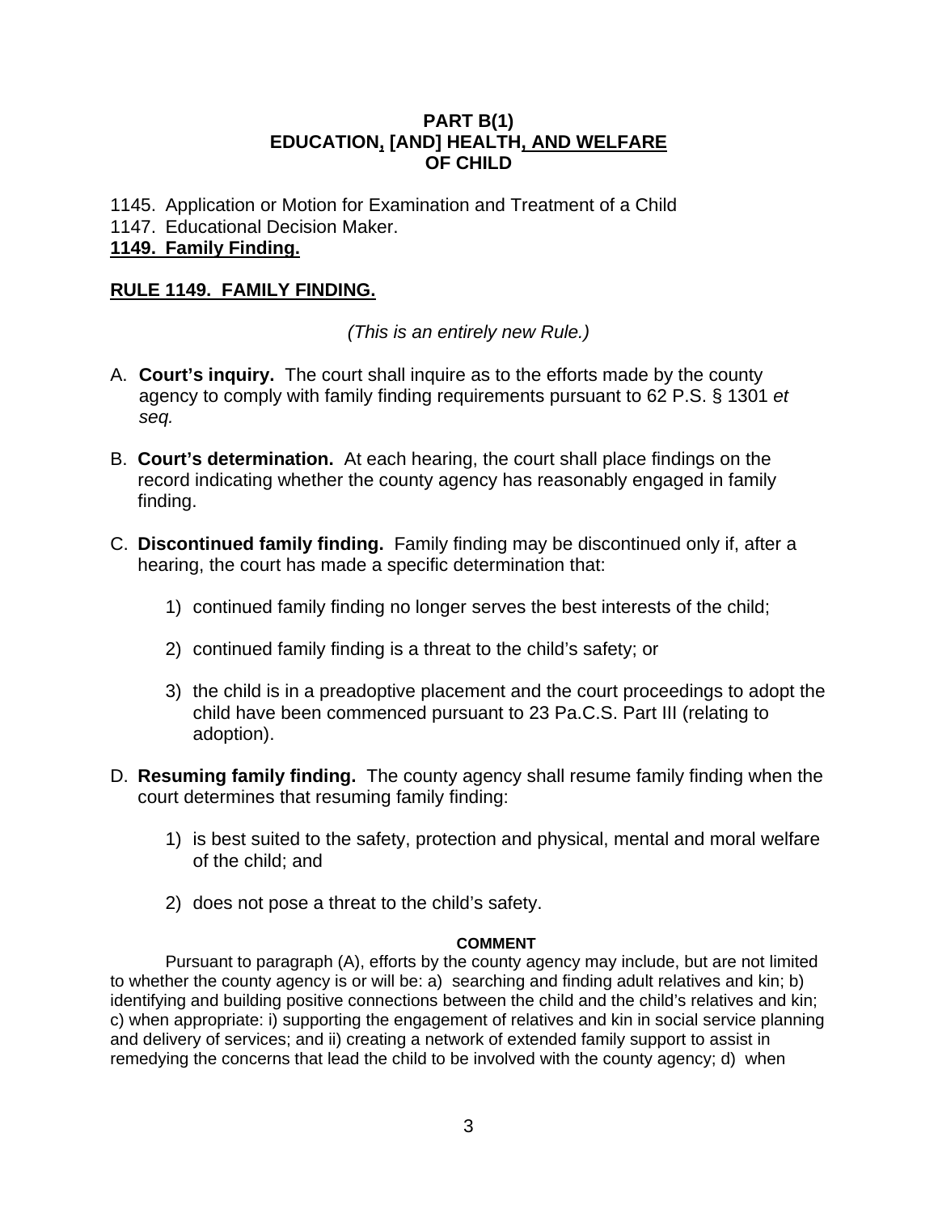**PART B(1)**
**EDUCATION, [AND] HEALTH, AND WELFARE**
**OF CHILD**

1145. Application or Motion for Examination and Treatment of a Child
1147. Educational Decision Maker.
**1149. Family Finding.**

**RULE 1149. FAMILY FINDING.**

*(This is an entirely new Rule.)*

A. **Court's inquiry.** The court shall inquire as to the efforts made by the county agency to comply with family finding requirements pursuant to 62 P.S. § 1301 *et seq.*

B. **Court's determination.** At each hearing, the court shall place findings on the record indicating whether the county agency has reasonably engaged in family finding.

C. **Discontinued family finding.** Family finding may be discontinued only if, after a hearing, the court has made a specific determination that:

   1) continued family finding no longer serves the best interests of the child;

   2) continued family finding is a threat to the child's safety; or

   3) the child is in a preadoptive placement and the court proceedings to adopt the child have been commenced pursuant to 23 Pa.C.S. Part III (relating to adoption).

D. **Resuming family finding.** The county agency shall resume family finding when the court determines that resuming family finding:

   1) is best suited to the safety, protection and physical, mental and moral welfare of the child; and

   2) does not pose a threat to the child's safety.

**COMMENT**

Pursuant to paragraph (A), efforts by the county agency may include, but are not limited to whether the county agency is or will be: a) searching and finding adult relatives and kin; b) identifying and building positive connections between the child and the child's relatives and kin; c) when appropriate: i) supporting the engagement of relatives and kin in social service planning and delivery of services; and ii) creating a network of extended family support to assist in remedying the concerns that lead the child to be involved with the county agency; d) when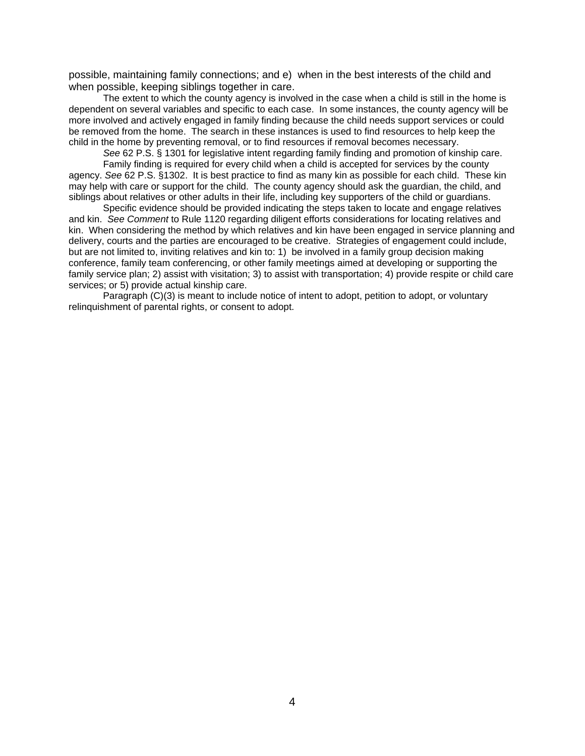possible, maintaining family connections; and e) when in the best interests of the child and when possible, keeping siblings together in care.

The extent to which the county agency is involved in the case when a child is still in the home is dependent on several variables and specific to each case. In some instances, the county agency will be more involved and actively engaged in family finding because the child needs support services or could be removed from the home. The search in these instances is used to find resources to help keep the child in the home by preventing removal, or to find resources if removal becomes necessary.

*See* 62 P.S. § 1301 for legislative intent regarding family finding and promotion of kinship care.

Family finding is required for every child when a child is accepted for services by the county agency. *See* 62 P.S. §1302. It is best practice to find as many kin as possible for each child. These kin may help with care or support for the child. The county agency should ask the guardian, the child, and siblings about relatives or other adults in their life, including key supporters of the child or guardians.

Specific evidence should be provided indicating the steps taken to locate and engage relatives and kin. *See Comment* to Rule 1120 regarding diligent efforts considerations for locating relatives and kin. When considering the method by which relatives and kin have been engaged in service planning and delivery, courts and the parties are encouraged to be creative. Strategies of engagement could include, but are not limited to, inviting relatives and kin to: 1) be involved in a family group decision making conference, family team conferencing, or other family meetings aimed at developing or supporting the family service plan; 2) assist with visitation; 3) to assist with transportation; 4) provide respite or child care services; or 5) provide actual kinship care.

Paragraph (C)(3) is meant to include notice of intent to adopt, petition to adopt, or voluntary relinquishment of parental rights, or consent to adopt.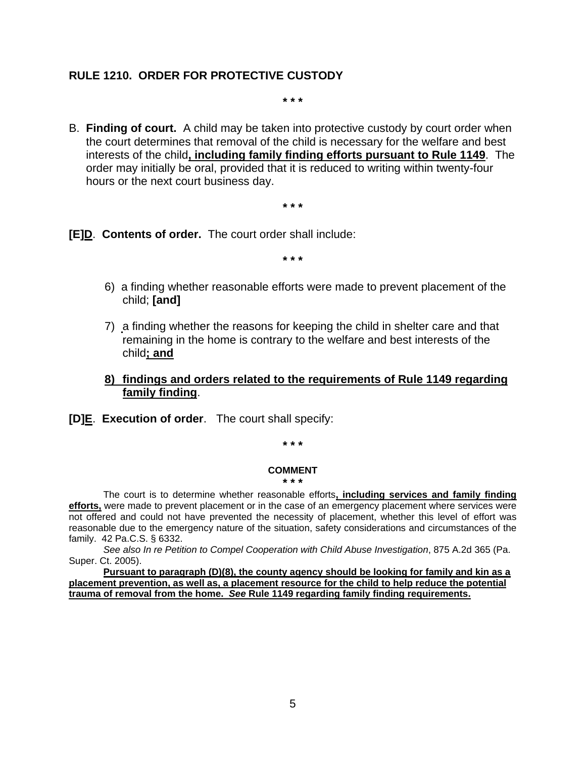**RULE 1210. ORDER FOR PROTECTIVE CUSTODY**

\* \* \*

B. **Finding of court.** A child may be taken into protective custody by court order when the court determines that removal of the child is necessary for the welfare and best interests of the child**<u>, including family finding efforts pursuant to Rule 1149</u>**. The order may initially be oral, provided that it is reduced to writing within twenty-four hours or the next court business day.

\* \* \*

**[E]<u>D</u>**. **Contents of order.** The court order shall include:

\* \* \*

6) a finding whether reasonable efforts were made to prevent placement of the child; **[and]**

7) a finding whether the reasons for keeping the child in shelter care and that remaining in the home is contrary to the welfare and best interests of the child**<u>; and</u>**

**<u>8) findings and orders related to the requirements of Rule 1149 regarding family finding</u>**.

**[D]<u>E</u>**. **Execution of order**. The court shall specify:

\* \* \*

**COMMENT**

\* \* \*

The court is to determine whether reasonable efforts**<u>, including services and family finding efforts,</u>** were made to prevent placement or in the case of an emergency placement where services were not offered and could not have prevented the necessity of placement, whether this level of effort was reasonable due to the emergency nature of the situation, safety considerations and circumstances of the family. 42 Pa.C.S. § 6332.

*See also In re Petition to Compel Cooperation with Child Abuse Investigation*, 875 A.2d 365 (Pa. Super. Ct. 2005).

**<u>Pursuant to paragraph (D)(8), the county agency should be looking for family and kin as a placement prevention, as well as, a placement resource for the child to help reduce the potential trauma of removal from the home. *See* Rule 1149 regarding family finding requirements.</u>**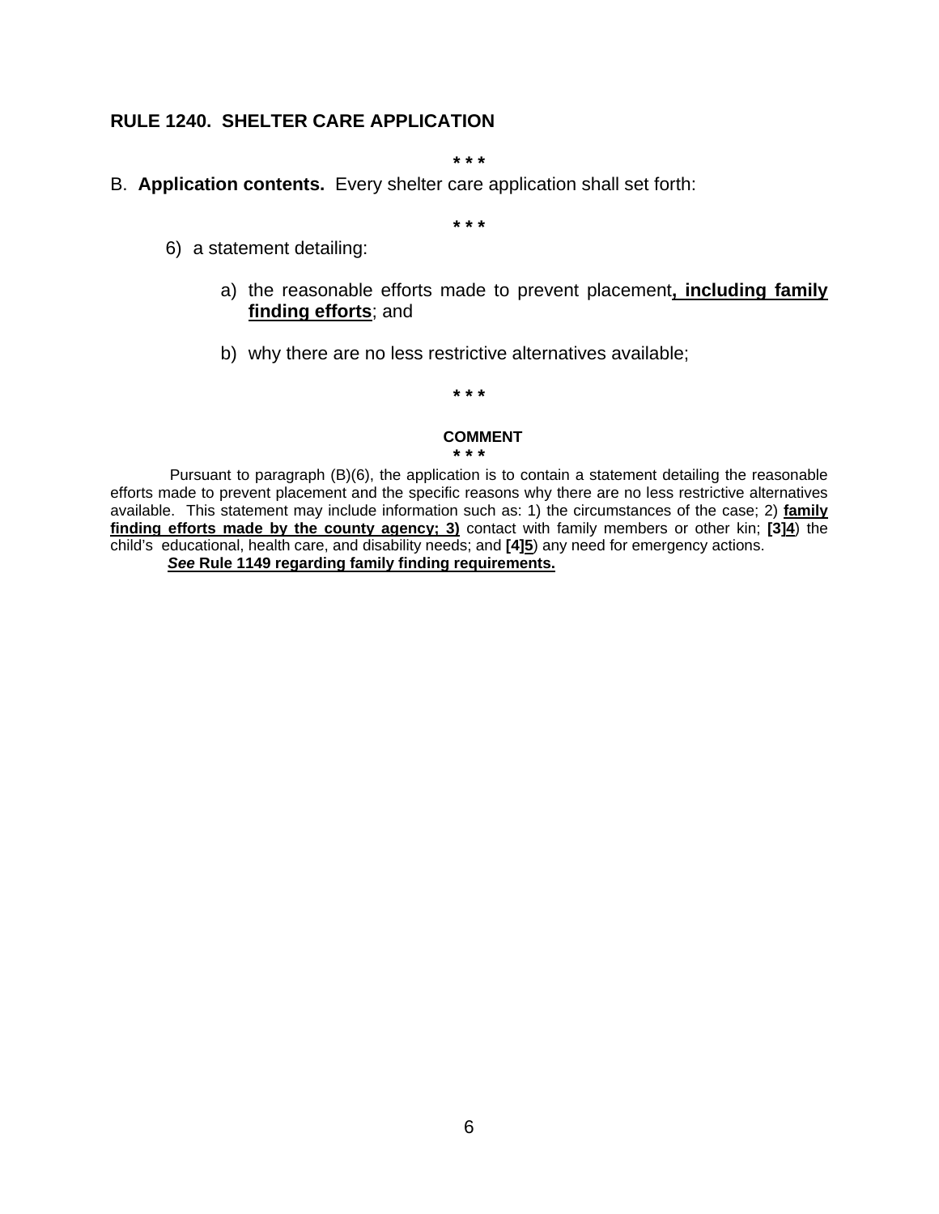**RULE 1240. SHELTER CARE APPLICATION**

\* \* \*

B. **Application contents.** Every shelter care application shall set forth:

\* \* \*

6) a statement detailing:

a) the reasonable efforts made to prevent placement**<u>, including family finding efforts</u>**; and

b) why there are no less restrictive alternatives available;

\* \* \*

**COMMENT**

\* \* \*

Pursuant to paragraph (B)(6), the application is to contain a statement detailing the reasonable efforts made to prevent placement and the specific reasons why there are no less restrictive alternatives available. This statement may include information such as: 1) the circumstances of the case; 2) **<u>family finding efforts made by the county agency; 3)</u>** contact with family members or other kin; **[3]<u>4</u>**) the child's educational, health care, and disability needs; and **[4]<u>5</u>**) any need for emergency actions.

***<u>See</u>*** **<u>Rule 1149 regarding family finding requirements.</u>**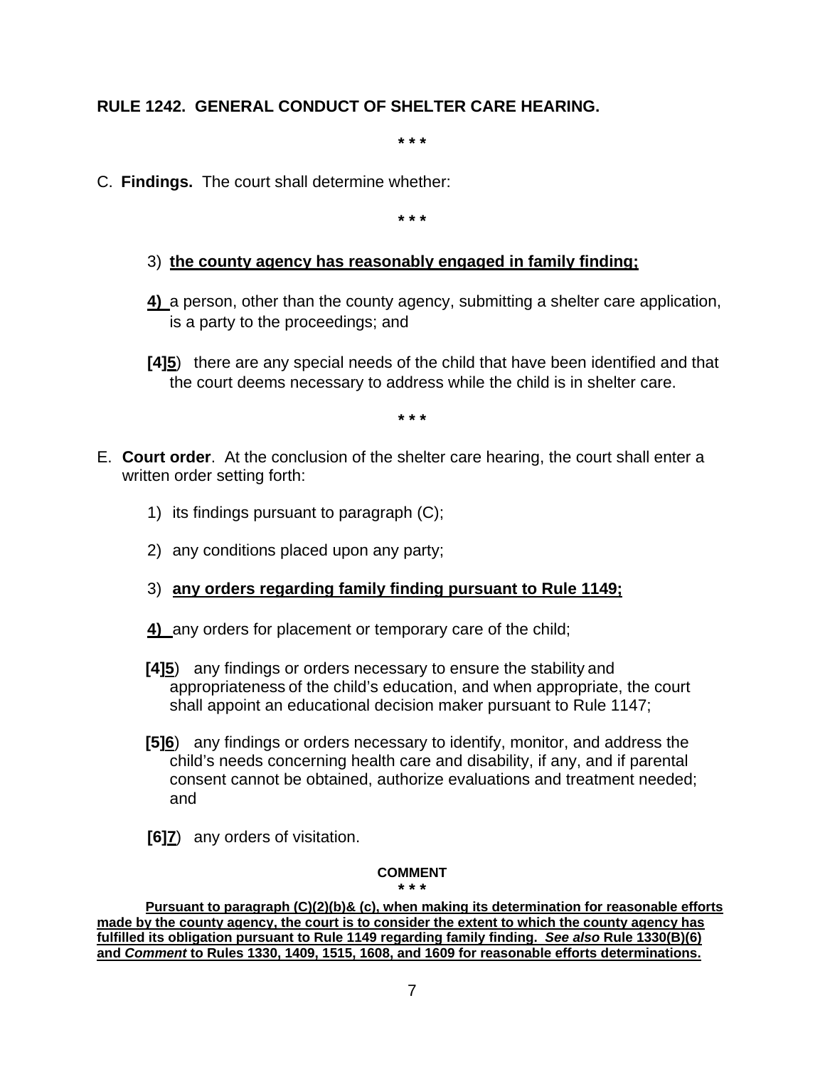**RULE 1242. GENERAL CONDUCT OF SHELTER CARE HEARING.**

**\* \* \***

C. **Findings.** The court shall determine whether:

**\* \* \***

3) **<u>the county agency has reasonably engaged in family finding;</u>**

**<u>4)</u>** a person, other than the county agency, submitting a shelter care application, is a party to the proceedings; and

**[4]<u>5</u>**) there are any special needs of the child that have been identified and that the court deems necessary to address while the child is in shelter care.

**\* \* \***

E. **Court order**. At the conclusion of the shelter care hearing, the court shall enter a written order setting forth:

1) its findings pursuant to paragraph (C);

2) any conditions placed upon any party;

3) **<u>any orders regarding family finding pursuant to Rule 1149;</u>**

**<u>4)</u>** any orders for placement or temporary care of the child;

**[4]<u>5</u>**) any findings or orders necessary to ensure the stability and appropriateness of the child's education, and when appropriate, the court shall appoint an educational decision maker pursuant to Rule 1147;

**[5]<u>6</u>**) any findings or orders necessary to identify, monitor, and address the child's needs concerning health care and disability, if any, and if parental consent cannot be obtained, authorize evaluations and treatment needed; and

**[6]<u>7</u>**) any orders of visitation.

**COMMENT**

**\* \* \***

**<u>Pursuant to paragraph (C)(2)(b)& (c), when making its determination for reasonable efforts made by the county agency, the court is to consider the extent to which the county agency has fulfilled its obligation pursuant to Rule 1149 regarding family finding. *See also* Rule 1330(B)(6) and *Comment* to Rules 1330, 1409, 1515, 1608, and 1609 for reasonable efforts determinations.</u>**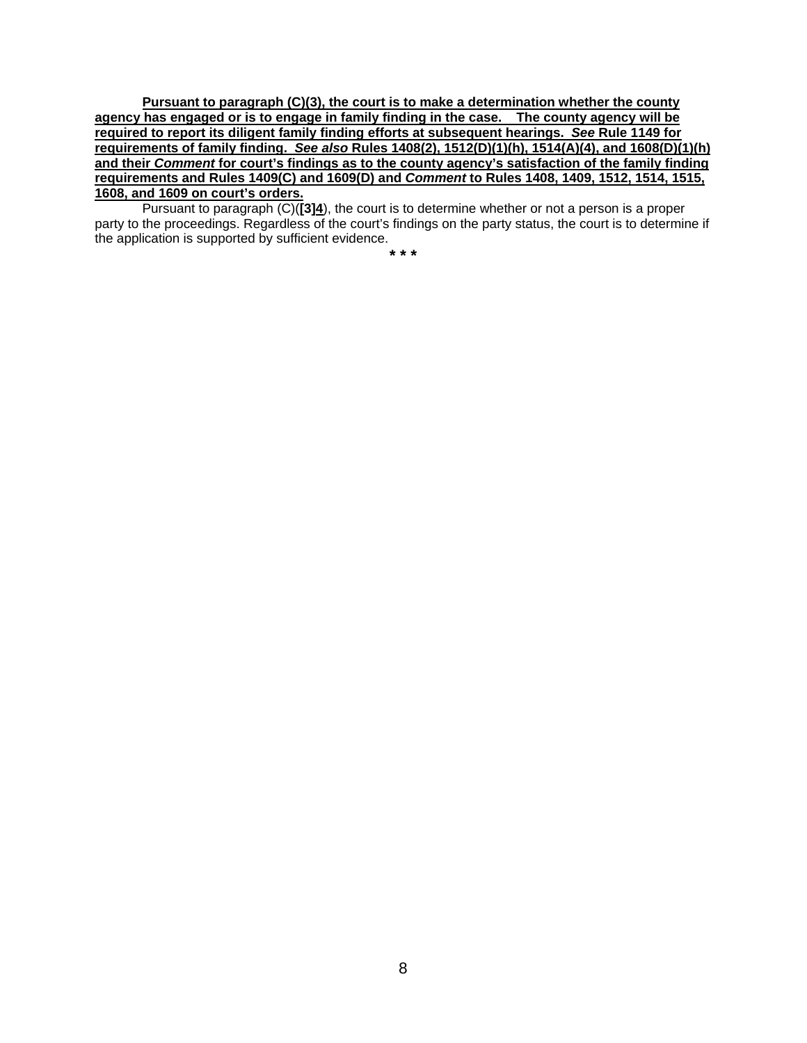**Pursuant to paragraph (C)(3), the court is to make a determination whether the county agency has engaged or is to engage in family finding in the case. The county agency will be required to report its diligent family finding efforts at subsequent hearings. *See* Rule 1149 for requirements of family finding. *See also* Rules 1408(2), 1512(D)(1)(h), 1514(A)(4), and 1608(D)(1)(h) and their *Comment* for court's findings as to the county agency's satisfaction of the family finding requirements and Rules 1409(C) and 1609(D) and *Comment* to Rules 1408, 1409, 1512, 1514, 1515, 1608, and 1609 on court's orders.**

Pursuant to paragraph (C)(**[3]****4**), the court is to determine whether or not a person is a proper party to the proceedings. Regardless of the court's findings on the party status, the court is to determine if the application is supported by sufficient evidence.

\* \* \*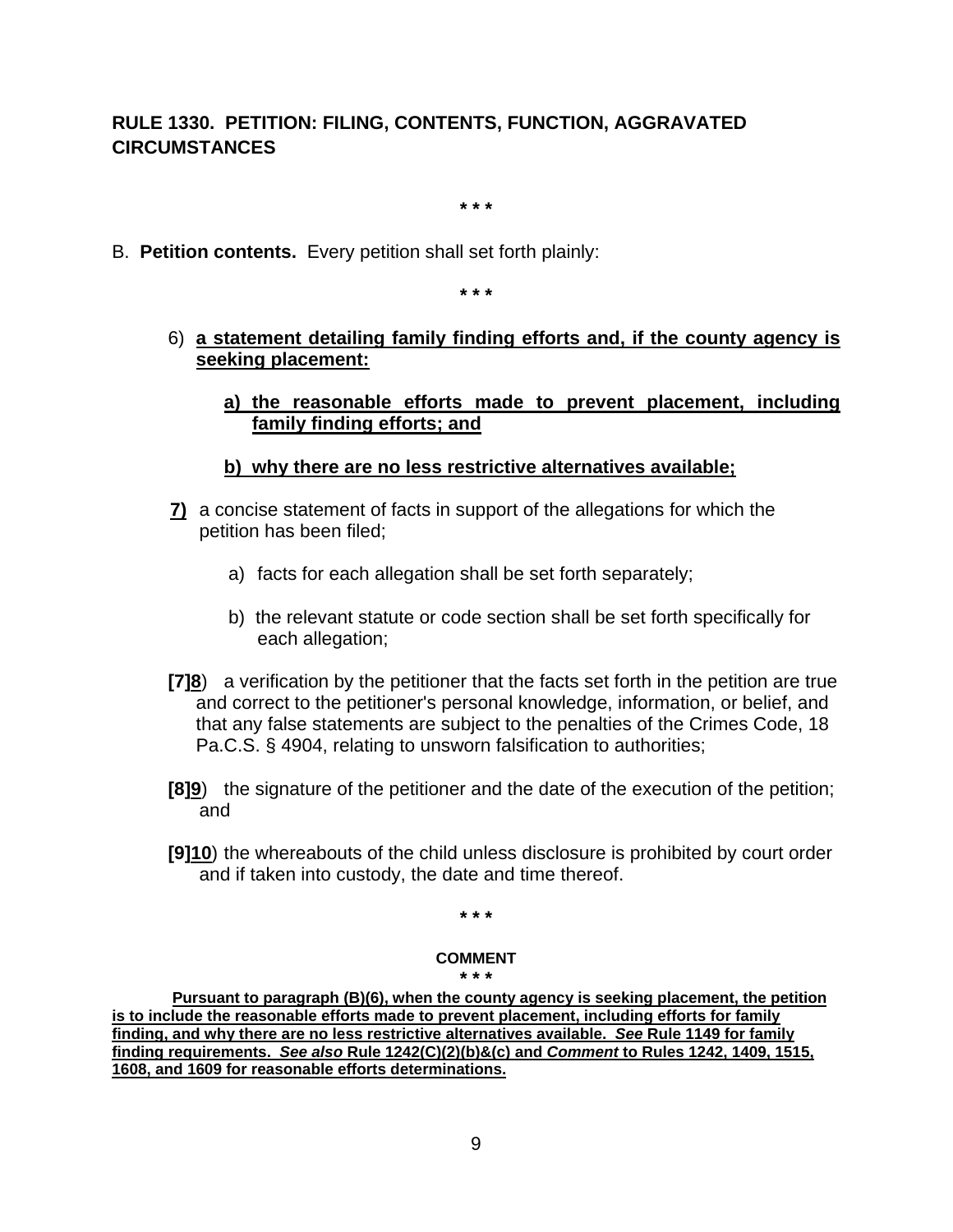**RULE 1330. PETITION: FILING, CONTENTS, FUNCTION, AGGRAVATED CIRCUMSTANCES**

\* \* \*

B. **Petition contents.** Every petition shall set forth plainly:

\* \* \*

6) **a statement detailing family finding efforts and, if the county agency is seeking placement:**

   **a) the reasonable efforts made to prevent placement, including family finding efforts; and**

   **b) why there are no less restrictive alternatives available;**

**7)** a concise statement of facts in support of the allegations for which the petition has been filed;

   a) facts for each allegation shall be set forth separately;

   b) the relevant statute or code section shall be set forth specifically for each allegation;

**[7]8**) a verification by the petitioner that the facts set forth in the petition are true and correct to the petitioner's personal knowledge, information, or belief, and that any false statements are subject to the penalties of the Crimes Code, 18 Pa.C.S. § 4904, relating to unsworn falsification to authorities;

**[8]9**) the signature of the petitioner and the date of the execution of the petition; and

**[9]10**) the whereabouts of the child unless disclosure is prohibited by court order and if taken into custody, the date and time thereof.

\* \* \*

**COMMENT**

\* \* \*

**Pursuant to paragraph (B)(6), when the county agency is seeking placement, the petition is to include the reasonable efforts made to prevent placement, including efforts for family finding, and why there are no less restrictive alternatives available. *See* Rule 1149 for family finding requirements. *See also* Rule 1242(C)(2)(b)&(c) and *Comment* to Rules 1242, 1409, 1515, 1608, and 1609 for reasonable efforts determinations.**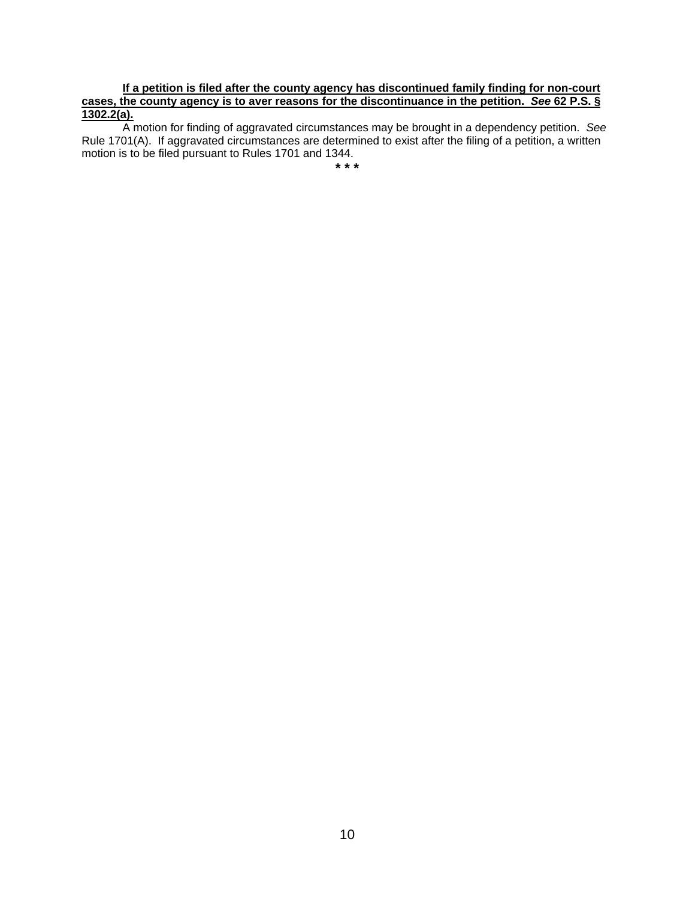<u>**If a petition is filed after the county agency has discontinued family finding for non-court cases, the county agency is to aver reasons for the discontinuance in the petition. *See* 62 P.S. § 1302.2(a).**</u>

A motion for finding of aggravated circumstances may be brought in a dependency petition. *See* Rule 1701(A). If aggravated circumstances are determined to exist after the filing of a petition, a written motion is to be filed pursuant to Rules 1701 and 1344.

**\* \* \***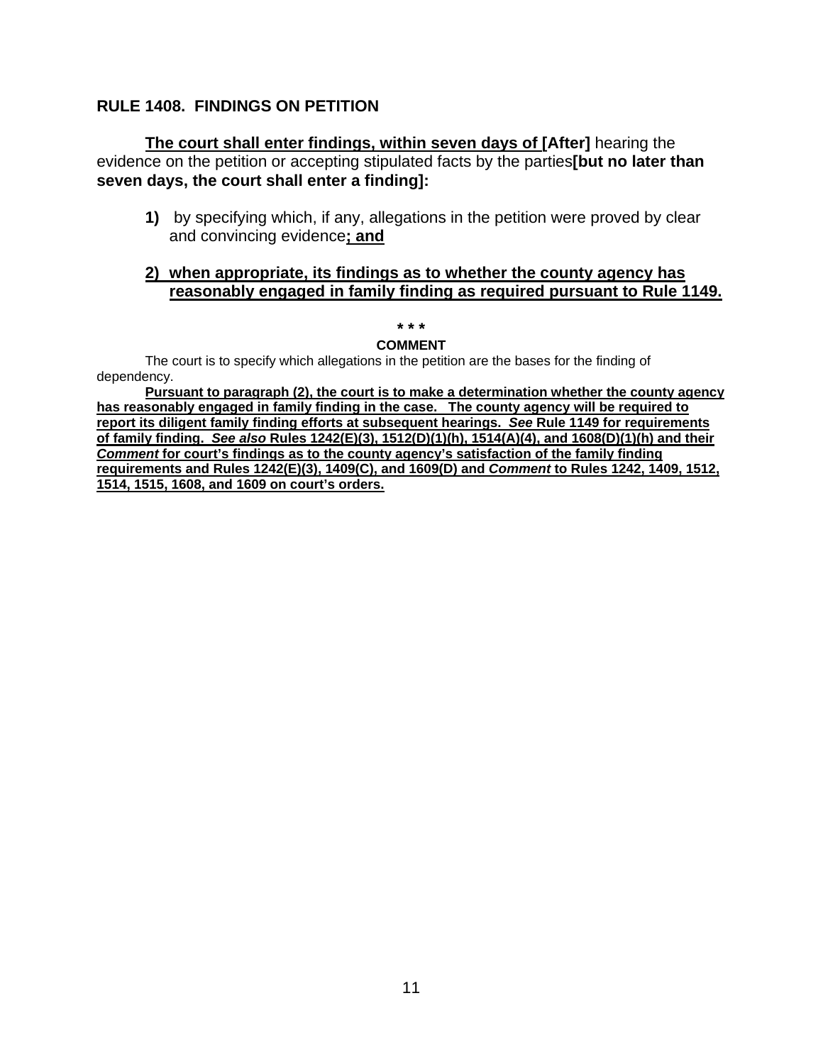**RULE 1408. FINDINGS ON PETITION**

<u>**The court shall enter findings, within seven days of**</u> **[After]** hearing the evidence on the petition or accepting stipulated facts by the parties**[but no later than seven days, the court shall enter a finding]:**

**1)** by specifying which, if any, allegations in the petition were proved by clear and convincing evidence<u>**; and**</u>

<u>**2) when appropriate, its findings as to whether the county agency has reasonably engaged in family finding as required pursuant to Rule 1149.**</u>

**\* \* \***

**COMMENT**

The court is to specify which allegations in the petition are the bases for the finding of dependency.

<u>**Pursuant to paragraph (2), the court is to make a determination whether the county agency has reasonably engaged in family finding in the case. The county agency will be required to report its diligent family finding efforts at subsequent hearings. *See* Rule 1149 for requirements of family finding. *See also* Rules 1242(E)(3), 1512(D)(1)(h), 1514(A)(4), and 1608(D)(1)(h) and their *Comment* for court's findings as to the county agency's satisfaction of the family finding requirements and Rules 1242(E)(3), 1409(C), and 1609(D) and *Comment* to Rules 1242, 1409, 1512, 1514, 1515, 1608, and 1609 on court's orders.**</u>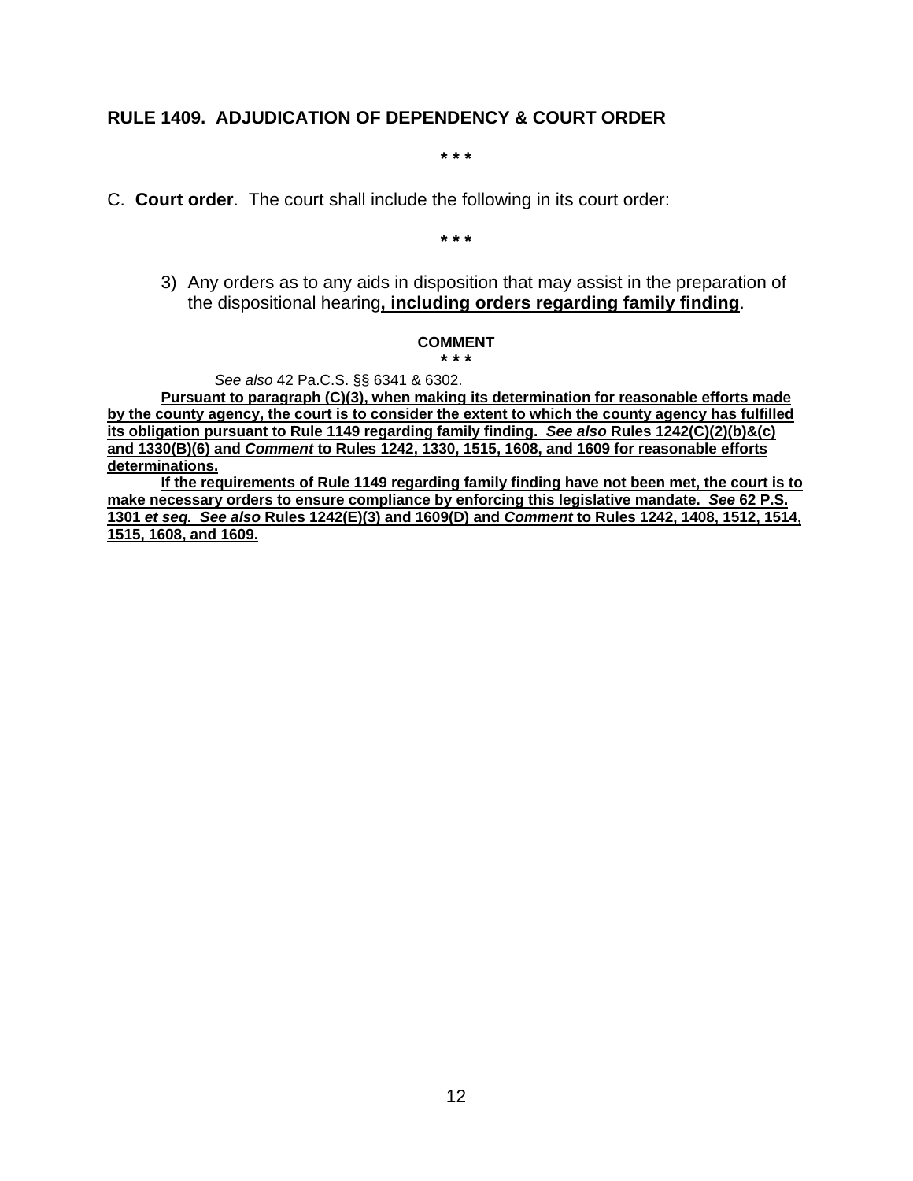**RULE 1409. ADJUDICATION OF DEPENDENCY & COURT ORDER**

\* \* \*

C. **Court order**. The court shall include the following in its court order:

\* \* \*

3) Any orders as to any aids in disposition that may assist in the preparation of the dispositional hearing<u>**, including orders regarding family finding**</u>.

**COMMENT**

\* \* \*

*See also* 42 Pa.C.S. §§ 6341 & 6302.

<u>**Pursuant to paragraph (C)(3), when making its determination for reasonable efforts made by the county agency, the court is to consider the extent to which the county agency has fulfilled its obligation pursuant to Rule 1149 regarding family finding. *See also* Rules 1242(C)(2)(b)&(c) and 1330(B)(6) and *Comment* to Rules 1242, 1330, 1515, 1608, and 1609 for reasonable efforts determinations.**</u>

<u>**If the requirements of Rule 1149 regarding family finding have not been met, the court is to make necessary orders to ensure compliance by enforcing this legislative mandate. *See* 62 P.S. 1301 *et seq. See also* Rules 1242(E)(3) and 1609(D) and *Comment* to Rules 1242, 1408, 1512, 1514, 1515, 1608, and 1609.**</u>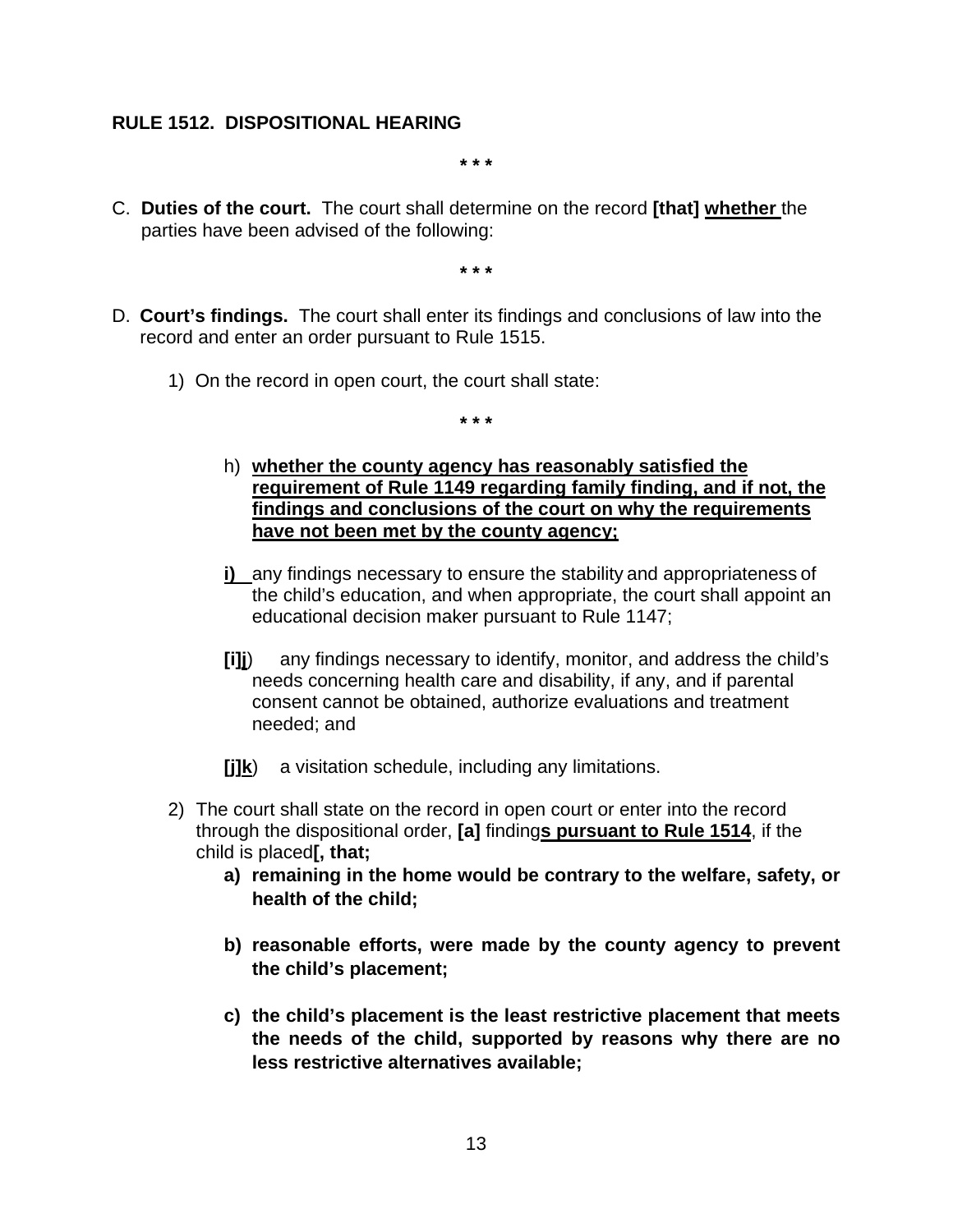**RULE 1512. DISPOSITIONAL HEARING**

\* \* \*

C. **Duties of the court.** The court shall determine on the record **[that]** <u>**whether**</u> the parties have been advised of the following:

\* \* \*

D. **Court's findings.** The court shall enter its findings and conclusions of law into the record and enter an order pursuant to Rule 1515.

1) On the record in open court, the court shall state:

\* \* \*

h) <u>**whether the county agency has reasonably satisfied the requirement of Rule 1149 regarding family finding, and if not, the findings and conclusions of the court on why the requirements have not been met by the county agency;**</u>

<u>**i)**</u> any findings necessary to ensure the stability and appropriateness of the child's education, and when appropriate, the court shall appoint an educational decision maker pursuant to Rule 1147;

**[i]**<u>**j**</u>) any findings necessary to identify, monitor, and address the child's needs concerning health care and disability, if any, and if parental consent cannot be obtained, authorize evaluations and treatment needed; and

**[j]**<u>**k**</u>) a visitation schedule, including any limitations.

2) The court shall state on the record in open court or enter into the record through the dispositional order, **[a]** finding<u>**s pursuant to Rule 1514**</u>, if the child is placed**[, that;**

**a) remaining in the home would be contrary to the welfare, safety, or health of the child;**

**b) reasonable efforts, were made by the county agency to prevent the child's placement;**

**c) the child's placement is the least restrictive placement that meets the needs of the child, supported by reasons why there are no less restrictive alternatives available;**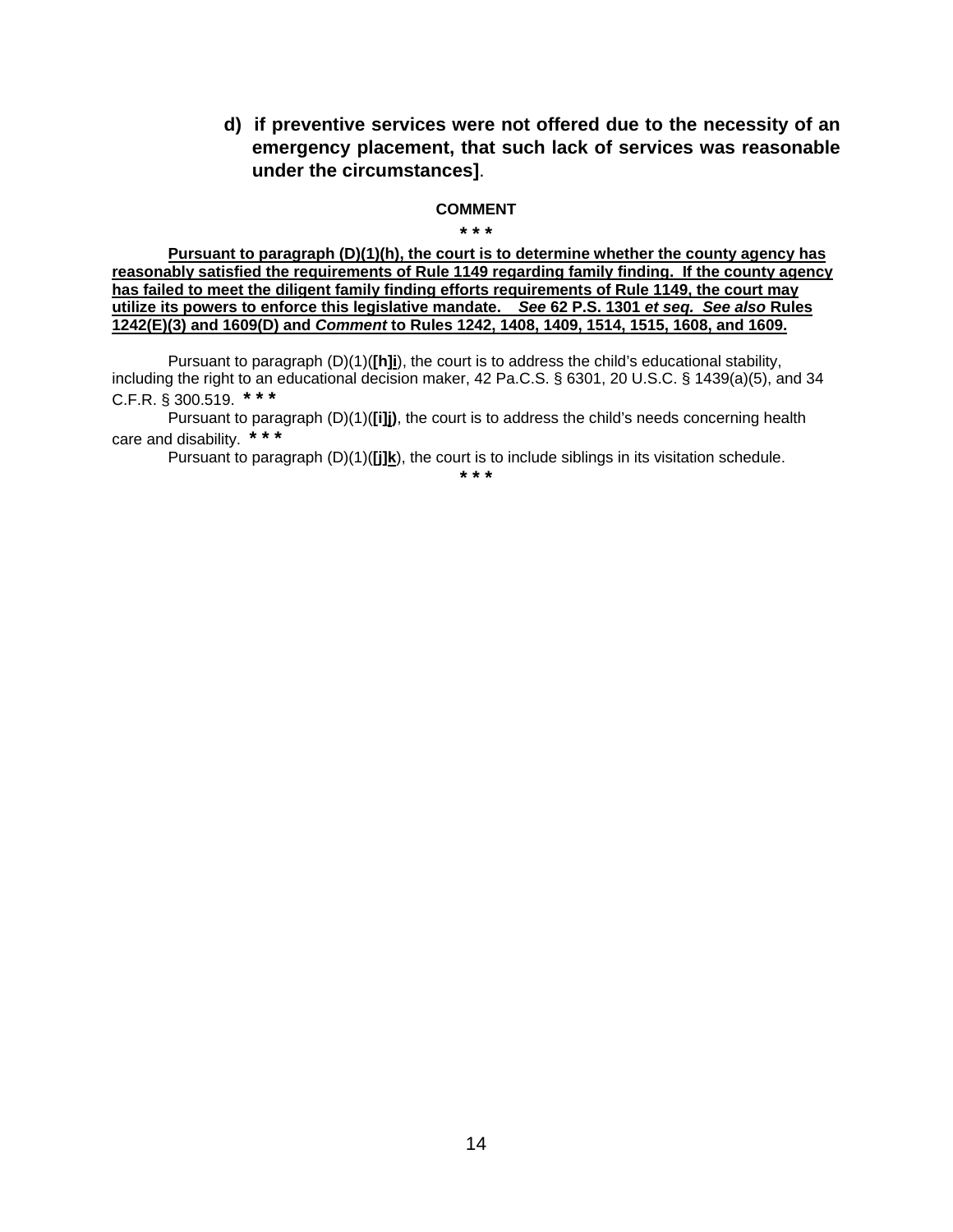**d) if preventive services were not offered due to the necessity of an emergency placement, that such lack of services was reasonable under the circumstances]**.

**COMMENT**

*** * ***

**<u>Pursuant to paragraph (D)(1)(h), the court is to determine whether the county agency has reasonably satisfied the requirements of Rule 1149 regarding family finding. If the county agency has failed to meet the diligent family finding efforts requirements of Rule 1149, the court may utilize its powers to enforce this legislative mandate. *See* 62 P.S. 1301 *et seq. See also* Rules 1242(E)(3) and 1609(D) and *Comment* to Rules 1242, 1408, 1409, 1514, 1515, 1608, and 1609.</u>**

Pursuant to paragraph (D)(1)(**[h]**<u>**i**</u>), the court is to address the child's educational stability, including the right to an educational decision maker, 42 Pa.C.S. § 6301, 20 U.S.C. § 1439(a)(5), and 34 C.F.R. § 300.519. *** * ***

Pursuant to paragraph (D)(1)(**[i]**<u>**j**</u>), the court is to address the child's needs concerning health care and disability. *** * ***

Pursuant to paragraph (D)(1)(**[j]**<u>**k**</u>), the court is to include siblings in its visitation schedule.

*** * ***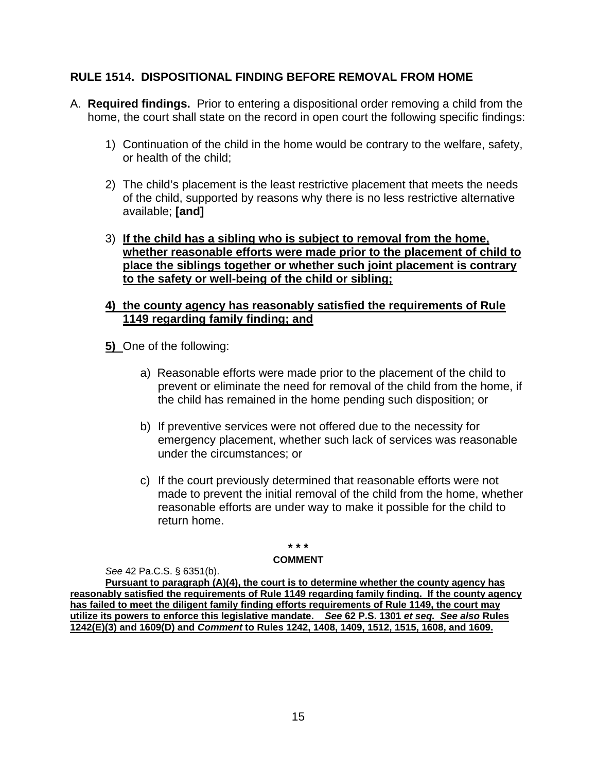## RULE 1514. DISPOSITIONAL FINDING BEFORE REMOVAL FROM HOME

A. **Required findings.** Prior to entering a dispositional order removing a child from the home, the court shall state on the record in open court the following specific findings:

1) Continuation of the child in the home would be contrary to the welfare, safety, or health of the child;

2) The child's placement is the least restrictive placement that meets the needs of the child, supported by reasons why there is no less restrictive alternative available; **[and]**

3) <u>**If the child has a sibling who is subject to removal from the home, whether reasonable efforts were made prior to the placement of child to place the siblings together or whether such joint placement is contrary to the safety or well-being of the child or sibling;**</u>

<u>**4) the county agency has reasonably satisfied the requirements of Rule 1149 regarding family finding; and**</u>

<u>**5)**</u> One of the following:

a) Reasonable efforts were made prior to the placement of the child to prevent or eliminate the need for removal of the child from the home, if the child has remained in the home pending such disposition; or

b) If preventive services were not offered due to the necessity for emergency placement, whether such lack of services was reasonable under the circumstances; or

c) If the court previously determined that reasonable efforts were not made to prevent the initial removal of the child from the home, whether reasonable efforts are under way to make it possible for the child to return home.

\* \* \*

**COMMENT**

*See* 42 Pa.C.S. § 6351(b).

<u>**Pursuant to paragraph (A)(4), the court is to determine whether the county agency has reasonably satisfied the requirements of Rule 1149 regarding family finding. If the county agency has failed to meet the diligent family finding efforts requirements of Rule 1149, the court may utilize its powers to enforce this legislative mandate. *See* 62 P.S. 1301 *et seq. See also* Rules 1242(E)(3) and 1609(D) and *Comment* to Rules 1242, 1408, 1409, 1512, 1515, 1608, and 1609.**</u>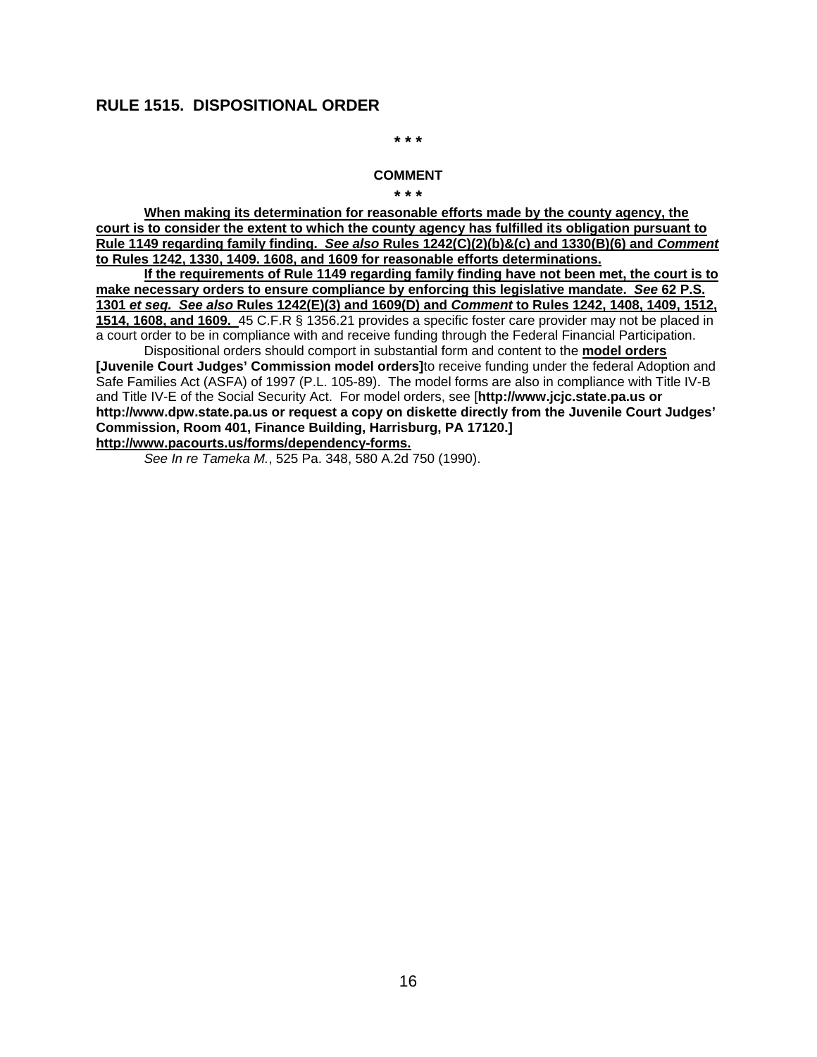## RULE 1515. DISPOSITIONAL ORDER

\* \* \*

**COMMENT**

\* \* \*

**<u>When making its determination for reasonable efforts made by the county agency, the court is to consider the extent to which the county agency has fulfilled its obligation pursuant to Rule 1149 regarding family finding. *See also* Rules 1242(C)(2)(b)&(c) and 1330(B)(6) and *Comment* to Rules 1242, 1330, 1409. 1608, and 1609 for reasonable efforts determinations.</u>**

**<u>If the requirements of Rule 1149 regarding family finding have not been met, the court is to make necessary orders to ensure compliance by enforcing this legislative mandate. *See* 62 P.S. 1301 *et seq. See also* Rules 1242(E)(3) and 1609(D) and *Comment* to Rules 1242, 1408, 1409, 1512, 1514, 1608, and 1609.</u>** 45 C.F.R § 1356.21 provides a specific foster care provider may not be placed in a court order to be in compliance with and receive funding through the Federal Financial Participation.

Dispositional orders should comport in substantial form and content to the **<u>model orders</u>** **[Juvenile Court Judges' Commission model orders]**to receive funding under the federal Adoption and Safe Families Act (ASFA) of 1997 (P.L. 105-89). The model forms are also in compliance with Title IV-B and Title IV-E of the Social Security Act. For model orders, see [**http://www.jcjc.state.pa.us or http://www.dpw.state.pa.us or request a copy on diskette directly from the Juvenile Court Judges' Commission, Room 401, Finance Building, Harrisburg, PA 17120.]** **<u>http://www.pacourts.us/forms/dependency-forms.</u>**

*See In re Tameka M.*, 525 Pa. 348, 580 A.2d 750 (1990).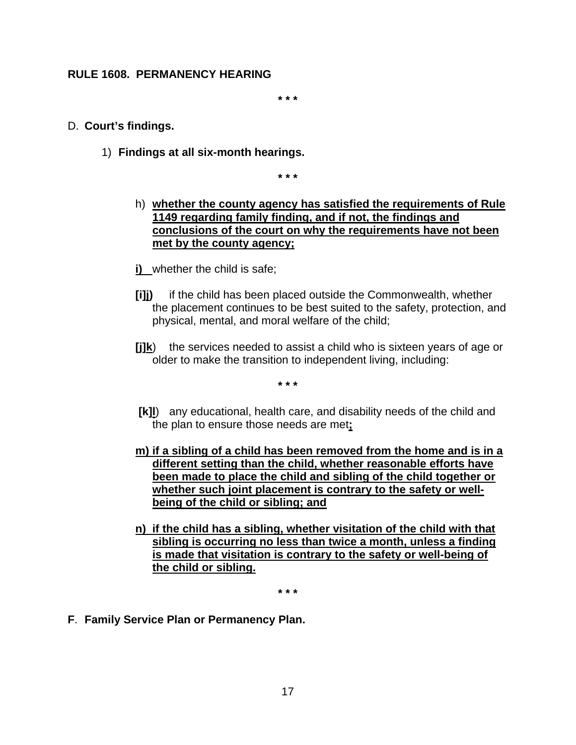**RULE 1608. PERMANENCY HEARING**

\* \* \*

D. **Court's findings.**

1) **Findings at all six-month hearings.**

\* \* \*

h) <u>**whether the county agency has satisfied the requirements of Rule 1149 regarding family finding, and if not, the findings and conclusions of the court on why the requirements have not been met by the county agency;**</u>

<u>**i)**</u> whether the child is safe;

**[i]**<u>**j)**</u> if the child has been placed outside the Commonwealth, whether the placement continues to be best suited to the safety, protection, and physical, mental, and moral welfare of the child;

**[j]**<u>**k**</u>) the services needed to assist a child who is sixteen years of age or older to make the transition to independent living, including:

\* \* \*

**[k]**<u>**l**</u>) any educational, health care, and disability needs of the child and the plan to ensure those needs are met<u>**;**</u>

<u>**m) if a sibling of a child has been removed from the home and is in a different setting than the child, whether reasonable efforts have been made to place the child and sibling of the child together or whether such joint placement is contrary to the safety or well-being of the child or sibling; and**</u>

<u>**n) if the child has a sibling, whether visitation of the child with that sibling is occurring no less than twice a month, unless a finding is made that visitation is contrary to the safety or well-being of the child or sibling.**</u>

\* \* \*

**F**. **Family Service Plan or Permanency Plan.**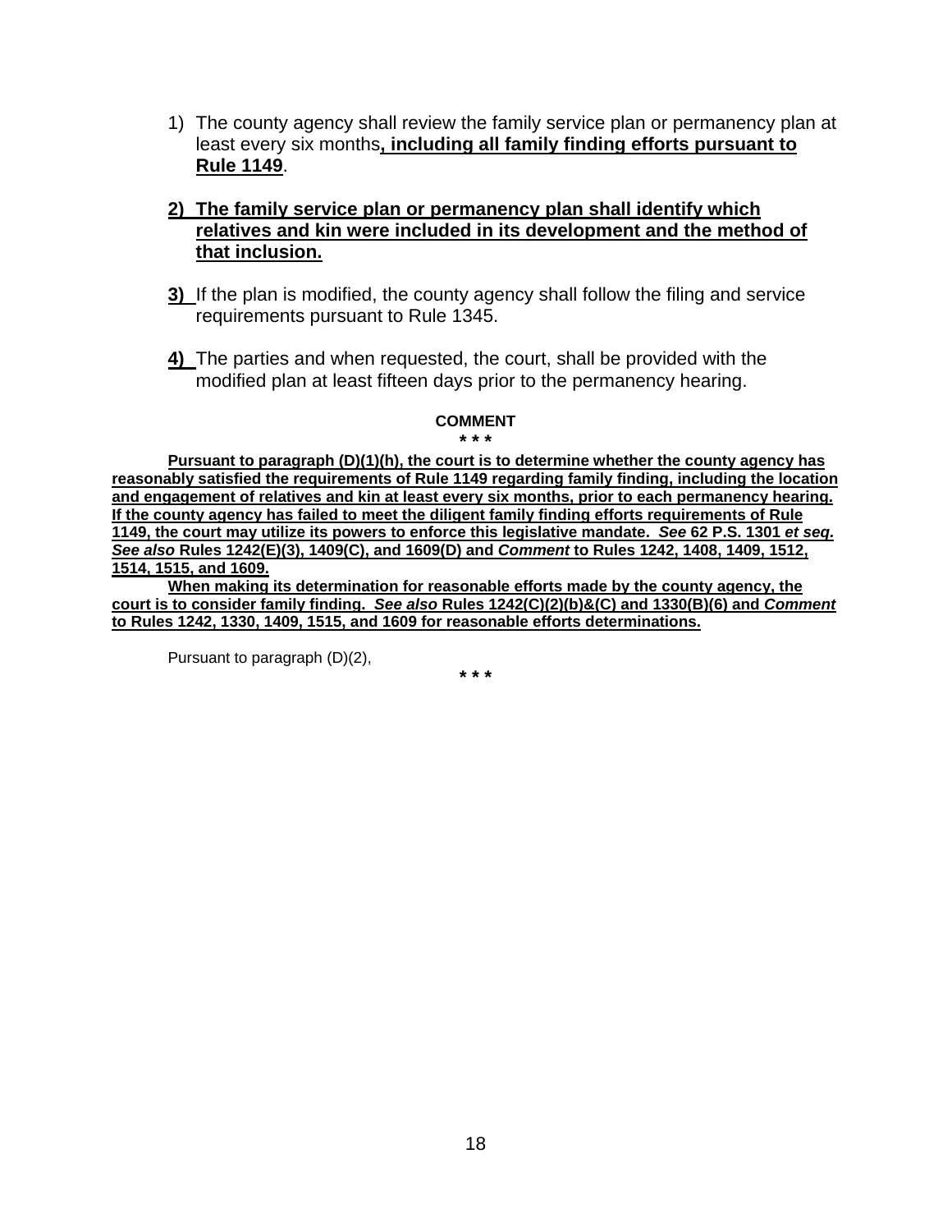1) The county agency shall review the family service plan or permanency plan at least every six months**, including all family finding efforts pursuant to Rule 1149**.

2) **The family service plan or permanency plan shall identify which relatives and kin were included in its development and the method of that inclusion.**

**3)** If the plan is modified, the county agency shall follow the filing and service requirements pursuant to Rule 1345.

**4)** The parties and when requested, the court, shall be provided with the modified plan at least fifteen days prior to the permanency hearing.

**COMMENT**

*\* \**

**Pursuant to paragraph (D)(1)(h), the court is to determine whether the county agency has reasonably satisfied the requirements of Rule 1149 regarding family finding, including the location and engagement of relatives and kin at least every six months, prior to each permanency hearing. If the county agency has failed to meet the diligent family finding efforts requirements of Rule 1149, the court may utilize its powers to enforce this legislative mandate. *See* 62 P.S. 1301 *et seq.* *See also* Rules 1242(E)(3), 1409(C), and 1609(D) and *Comment* to Rules 1242, 1408, 1409, 1512, 1514, 1515, and 1609.**

**When making its determination for reasonable efforts made by the county agency, the court is to consider family finding. *See also* Rules 1242(C)(2)(b)&(C) and 1330(B)(6) and *Comment* to Rules 1242, 1330, 1409, 1515, and 1609 for reasonable efforts determinations.**

Pursuant to paragraph (D)(2),

*\* \**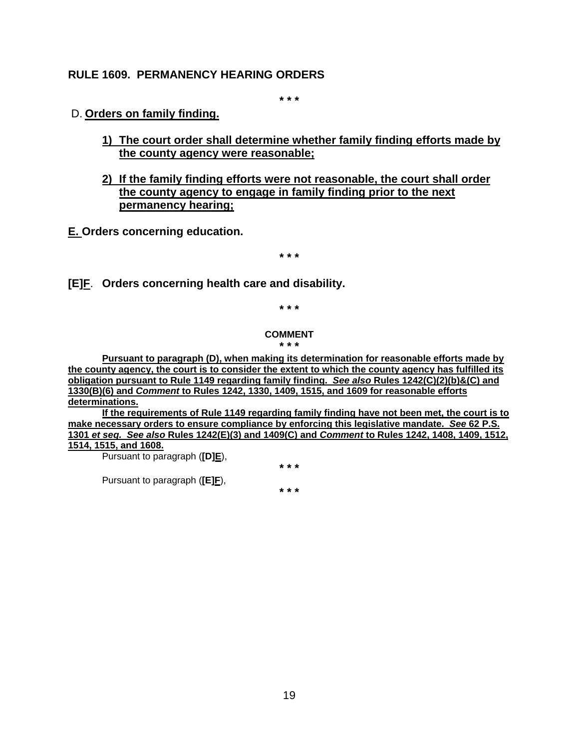**RULE 1609. PERMANENCY HEARING ORDERS**

\* \* \*

D. **Orders on family finding.**

1) **The court order shall determine whether family finding efforts made by the county agency were reasonable;**

2) **If the family finding efforts were not reasonable, the court shall order the county agency to engage in family finding prior to the next permanency hearing;**

**E. Orders concerning education.**

\* \* \*

**[E]F. Orders concerning health care and disability.**

\* \* \*

**COMMENT**

\* \* \*

**Pursuant to paragraph (D), when making its determination for reasonable efforts made by the county agency, the court is to consider the extent to which the county agency has fulfilled its obligation pursuant to Rule 1149 regarding family finding. *See also* Rules 1242(C)(2)(b)&(C) and 1330(B)(6) and *Comment* to Rules 1242, 1330, 1409, 1515, and 1609 for reasonable efforts determinations.**

**If the requirements of Rule 1149 regarding family finding have not been met, the court is to make necessary orders to ensure compliance by enforcing this legislative mandate. *See* 62 P.S. 1301 *et seq. See also* Rules 1242(E)(3) and 1409(C) and *Comment* to Rules 1242, 1408, 1409, 1512, 1514, 1515, and 1608.**

Pursuant to paragraph (**[D]E**),

\* \* \*

Pursuant to paragraph (**[E]F**),

\* \* \*